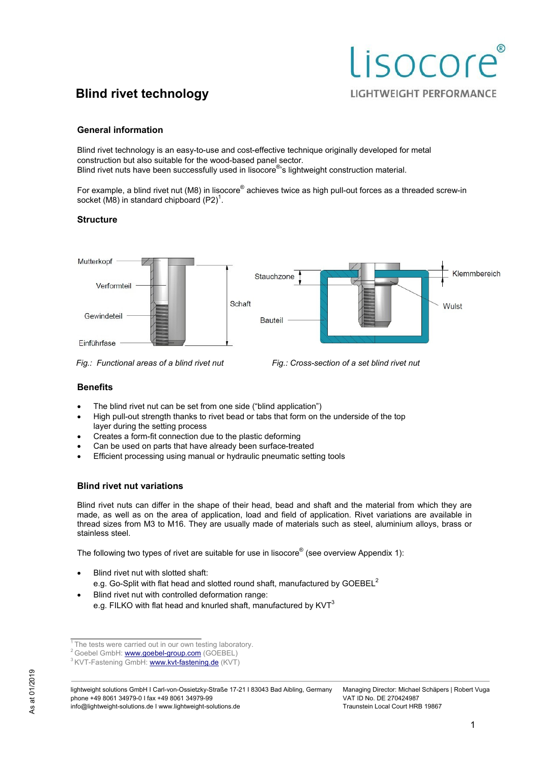# Blind rivet technology

lisocore®
LIGHTWEIGHT PERFORMANCE

## General information

Blind rivet technology is an easy-to-use and cost-effective technique originally developed for metal construction but also suitable for the wood-based panel sector.
Blind rivet nuts have been successfully used in lisocore®'s lightweight construction material.

For example, a blind rivet nut (M8) in lisocore® achieves twice as high pull-out forces as a threaded screw-in socket (M8) in standard chipboard (P2)[1].

## Structure

Mutterkopf, Verformteil, Gewindeteil, Einführfase, Schaft

*Fig.: Functional areas of a blind rivet nut*

Stauchzone, Bauteil, Klemmbereich, Wulst

*Fig.: Cross-section of a set blind rivet nut*

## Benefits

- The blind rivet nut can be set from one side ("blind application")
- High pull-out strength thanks to rivet bead or tabs that form on the underside of the top layer during the setting process
- Creates a form-fit connection due to the plastic deforming
- Can be used on parts that have already been surface-treated
- Efficient processing using manual or hydraulic pneumatic setting tools

## Blind rivet nut variations

Blind rivet nuts can differ in the shape of their head, bead and shaft and the material from which they are made, as well as on the area of application, load and field of application. Rivet variations are available in thread sizes from M3 to M16. They are usually made of materials such as steel, aluminium alloys, brass or stainless steel.

The following two types of rivet are suitable for use in lisocore® (see overview Appendix 1):

- Blind rivet nut with slotted shaft:
  e.g. Go-Split with flat head and slotted round shaft, manufactured by GOEBEL[2]
- Blind rivet nut with controlled deformation range:
  e.g. FILKO with flat head and knurled shaft, manufactured by KVT[3]

---

[1] The tests were carried out in our own testing laboratory.
[2] Goebel GmbH: www.goebel-group.com (GOEBEL)
[3] KVT-Fastening GmbH: www.kvt-fastening.de (KVT)

As at 01/2019

lightweight solutions GmbH I Carl-von-Ossietzky-Straße 17-21 I 83043 Bad Aibling, Germany
phone +49 8061 34979-0 I fax +49 8061 34979-99
info@lightweight-solutions.de I www.lightweight-solutions.de

Managing Director: Michael Schäpers | Robert Vuga
VAT ID No. DE 270424987
Traunstein Local Court HRB 19867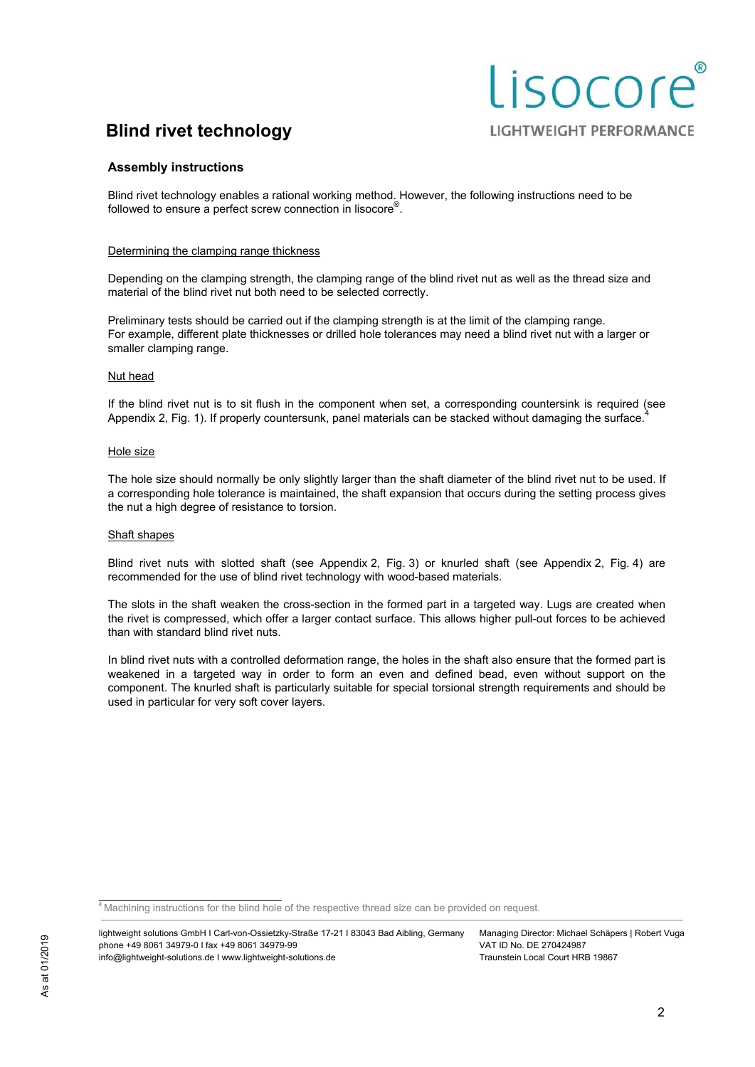# Blind rivet technology

## Assembly instructions

Blind rivet technology enables a rational working method. However, the following instructions need to be followed to ensure a perfect screw connection in lisocore®.

### Determining the clamping range thickness

Depending on the clamping strength, the clamping range of the blind rivet nut as well as the thread size and material of the blind rivet nut both need to be selected correctly.

Preliminary tests should be carried out if the clamping strength is at the limit of the clamping range. For example, different plate thicknesses or drilled hole tolerances may need a blind rivet nut with a larger or smaller clamping range.

### Nut head

If the blind rivet nut is to sit flush in the component when set, a corresponding countersink is required (see Appendix 2, Fig. 1). If properly countersunk, panel materials can be stacked without damaging the surface.[4]

### Hole size

The hole size should normally be only slightly larger than the shaft diameter of the blind rivet nut to be used. If a corresponding hole tolerance is maintained, the shaft expansion that occurs during the setting process gives the nut a high degree of resistance to torsion.

### Shaft shapes

Blind rivet nuts with slotted shaft (see Appendix 2, Fig. 3) or knurled shaft (see Appendix 2, Fig. 4) are recommended for the use of blind rivet technology with wood-based materials.

The slots in the shaft weaken the cross-section in the formed part in a targeted way. Lugs are created when the rivet is compressed, which offer a larger contact surface. This allows higher pull-out forces to be achieved than with standard blind rivet nuts.

In blind rivet nuts with a controlled deformation range, the holes in the shaft also ensure that the formed part is weakened in a targeted way in order to form an even and defined bead, even without support on the component. The knurled shaft is particularly suitable for special torsional strength requirements and should be used in particular for very soft cover layers.

---

[4] Machining instructions for the blind hole of the respective thread size can be provided on request.

lightweight solutions GmbH I Carl-von-Ossietzky-Straße 17-21 I 83043 Bad Aibling, Germany
phone +49 8061 34979-0 I fax +49 8061 34979-99
info@lightweight-solutions.de I www.lightweight-solutions.de

Managing Director: Michael Schäpers | Robert Vuga
VAT ID No. DE 270424987
Traunstein Local Court HRB 19867

As at 01/2019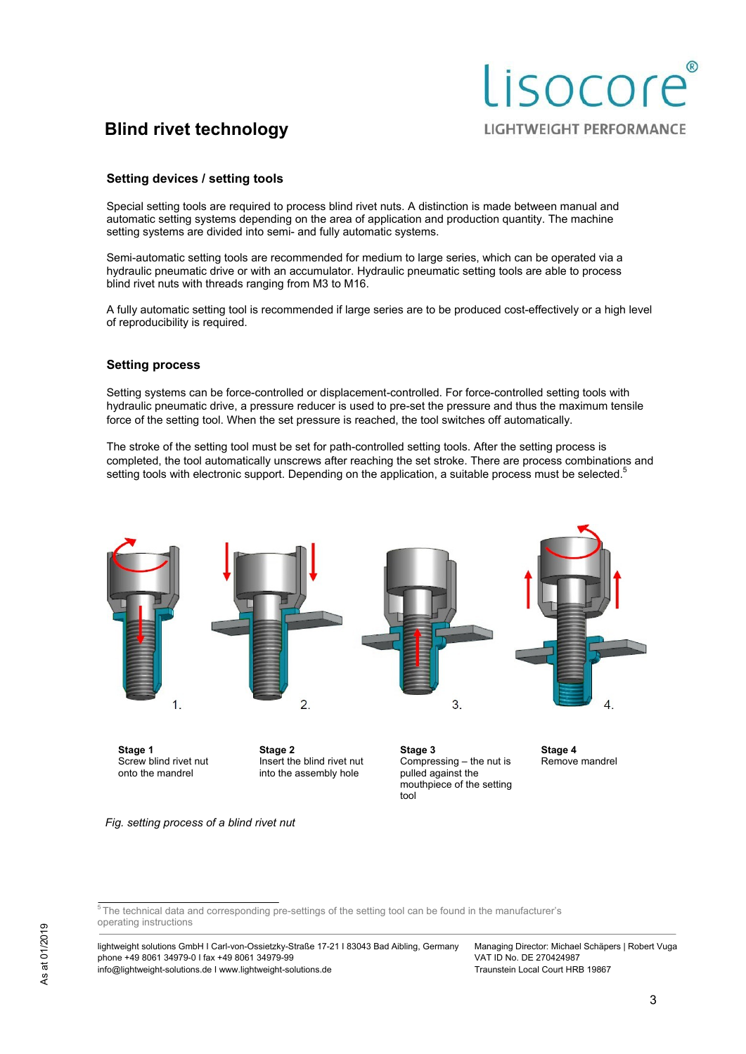# Blind rivet technology

## Setting devices / setting tools

Special setting tools are required to process blind rivet nuts. A distinction is made between manual and automatic setting systems depending on the area of application and production quantity. The machine setting systems are divided into semi- and fully automatic systems.

Semi-automatic setting tools are recommended for medium to large series, which can be operated via a hydraulic pneumatic drive or with an accumulator. Hydraulic pneumatic setting tools are able to process blind rivet nuts with threads ranging from M3 to M16.

A fully automatic setting tool is recommended if large series are to be produced cost-effectively or a high level of reproducibility is required.

## Setting process

Setting systems can be force-controlled or displacement-controlled. For force-controlled setting tools with hydraulic pneumatic drive, a pressure reducer is used to pre-set the pressure and thus the maximum tensile force of the setting tool. When the set pressure is reached, the tool switches off automatically.

The stroke of the setting tool must be set for path-controlled setting tools. After the setting process is completed, the tool automatically unscrews after reaching the set stroke. There are process combinations and setting tools with electronic support. Depending on the application, a suitable process must be selected.[5]

1. 2. 3. 4.

**Stage 1**
Screw blind rivet nut onto the mandrel

**Stage 2**
Insert the blind rivet nut into the assembly hole

**Stage 3**
Compressing – the nut is pulled against the mouthpiece of the setting tool

**Stage 4**
Remove mandrel

*Fig. setting process of a blind rivet nut*

[5] The technical data and corresponding pre-settings of the setting tool can be found in the manufacturer's operating instructions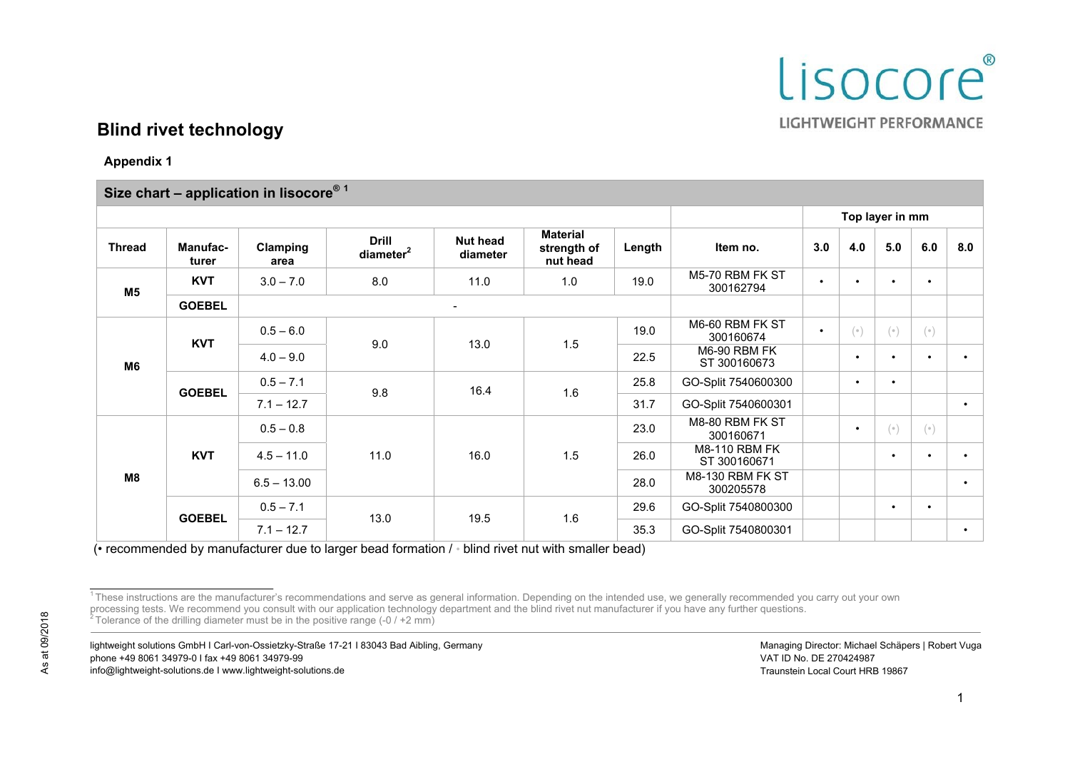lisocore®

LIGHTWEIGHT PERFORMANCE

# Blind rivet technology

## Appendix 1

**Size chart – application in lisocore® 1**

| Thread | Manufac-turer | Clamping area | Drill diameter[2] | Nut head diameter | Material strength of nut head | Length | Item no. | Top layer in mm | | | | |
|---|---|---|---|---|---|---|---|---|---|---|---|---|
| | | | | | | | | 3.0 | 4.0 | 5.0 | 6.0 | 8.0 |
| M5 | KVT | 3.0 – 7.0 | 8.0 | 11.0 | 1.0 | 19.0 | M5-70 RBM FK ST 300162794 | • | • | • | • | |
| | GOEBEL | - | | | | | | | | | | |
| M6 | KVT | 0.5 – 6.0 | 9.0 | 13.0 | 1.5 | 19.0 | M6-60 RBM FK ST 300160674 | • | (•) | (•) | (•) | |
| | | 4.0 – 9.0 | | | | 22.5 | M6-90 RBM FK ST 300160673 | | • | • | • | • |
| | GOEBEL | 0.5 – 7.1 | 9.8 | 16.4 | 1.6 | 25.8 | GO-Split 7540600300 | | • | • | | |
| | | 7.1 – 12.7 | | | | 31.7 | GO-Split 7540600301 | | | | | • |
| M8 | KVT | 0.5 – 0.8 | 11.0 | 16.0 | 1.5 | 23.0 | M8-80 RBM FK ST 300160671 | | • | (•) | (•) | |
| | | 4.5 – 11.0 | | | | 26.0 | M8-110 RBM FK ST 300160671 | | | • | • | • |
| | | 6.5 – 13.00 | | | | 28.0 | M8-130 RBM FK ST 300205578 | | | | | • |
| | GOEBEL | 0.5 – 7.1 | 13.0 | 19.5 | 1.6 | 29.6 | GO-Split 7540800300 | | | • | • | |
| | | 7.1 – 12.7 | | | | 35.3 | GO-Split 7540800301 | | | | | • |

(• recommended by manufacturer due to larger bead formation / • blind rivet nut with smaller bead)

[1] These instructions are the manufacturer's recommendations and serve as general information. Depending on the intended use, we generally recommended you carry out your own processing tests. We recommend you consult with our application technology department and the blind rivet nut manufacturer if you have any further questions.
[2] Tolerance of the drilling diameter must be in the positive range (-0 / +2 mm)

lightweight solutions GmbH I Carl-von-Ossietzky-Straße 17-21 I 83043 Bad Aibling, Germany
phone +49 8061 34979-0 I fax +49 8061 34979-99
info@lightweight-solutions.de I www.lightweight-solutions.de

Managing Director: Michael Schäpers | Robert Vuga
VAT ID No. DE 270424987
Traunstein Local Court HRB 19867

As at 09/2018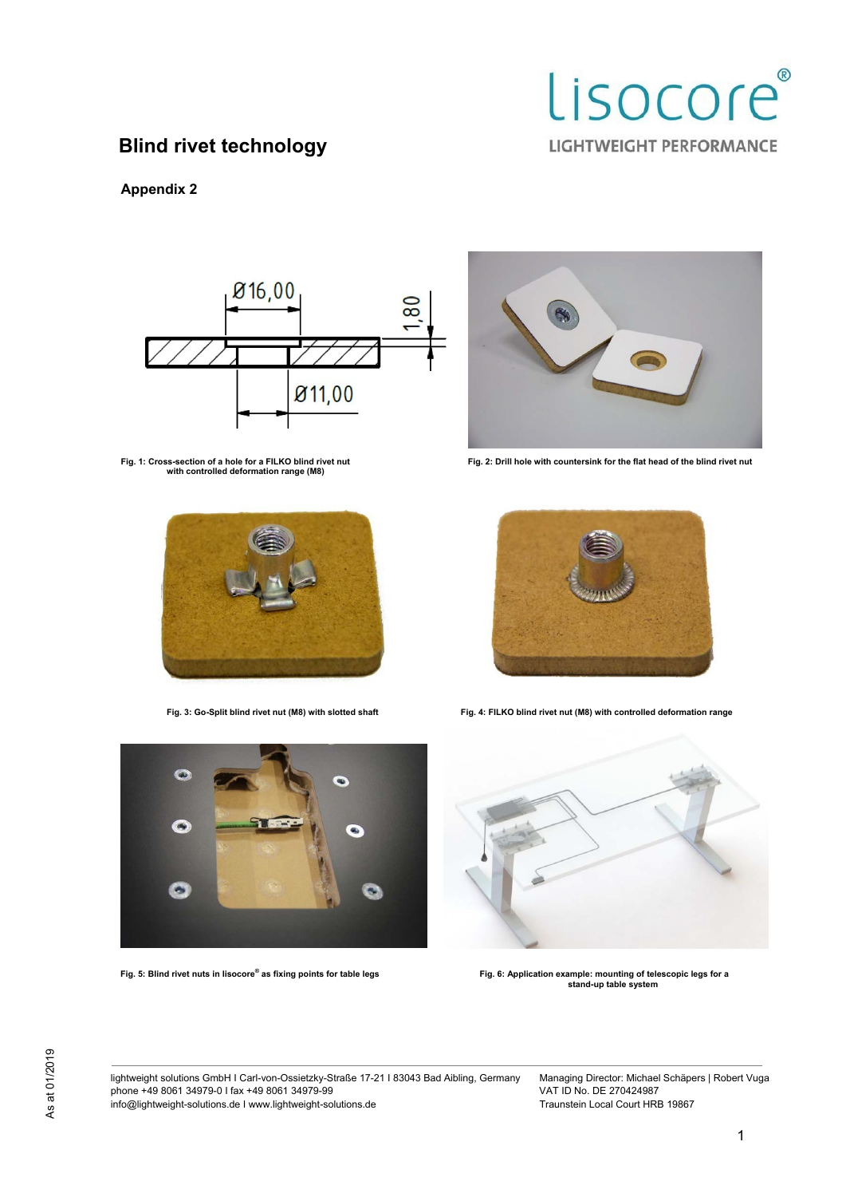# Blind rivet technology

lisocore®
LIGHTWEIGHT PERFORMANCE

**Appendix 2**

Ø16,00

1,80

Ø11,00

Fig. 1: Cross-section of a hole for a FILKO blind rivet nut with controlled deformation range (M8)

Fig. 2: Drill hole with countersink for the flat head of the blind rivet nut

Fig. 3: Go-Split blind rivet nut (M8) with slotted shaft

Fig. 4: FILKO blind rivet nut (M8) with controlled deformation range

Fig. 5: Blind rivet nuts in lisocore® as fixing points for table legs

Fig. 6: Application example: mounting of telescopic legs for a stand-up table system

lightweight solutions GmbH I Carl-von-Ossietzky-Straße 17-21 I 83043 Bad Aibling, Germany
phone +49 8061 34979-0 I fax +49 8061 34979-99
info@lightweight-solutions.de I www.lightweight-solutions.de

Managing Director: Michael Schäpers | Robert Vuga
VAT ID No. DE 270424987
Traunstein Local Court HRB 19867

As at 01/2019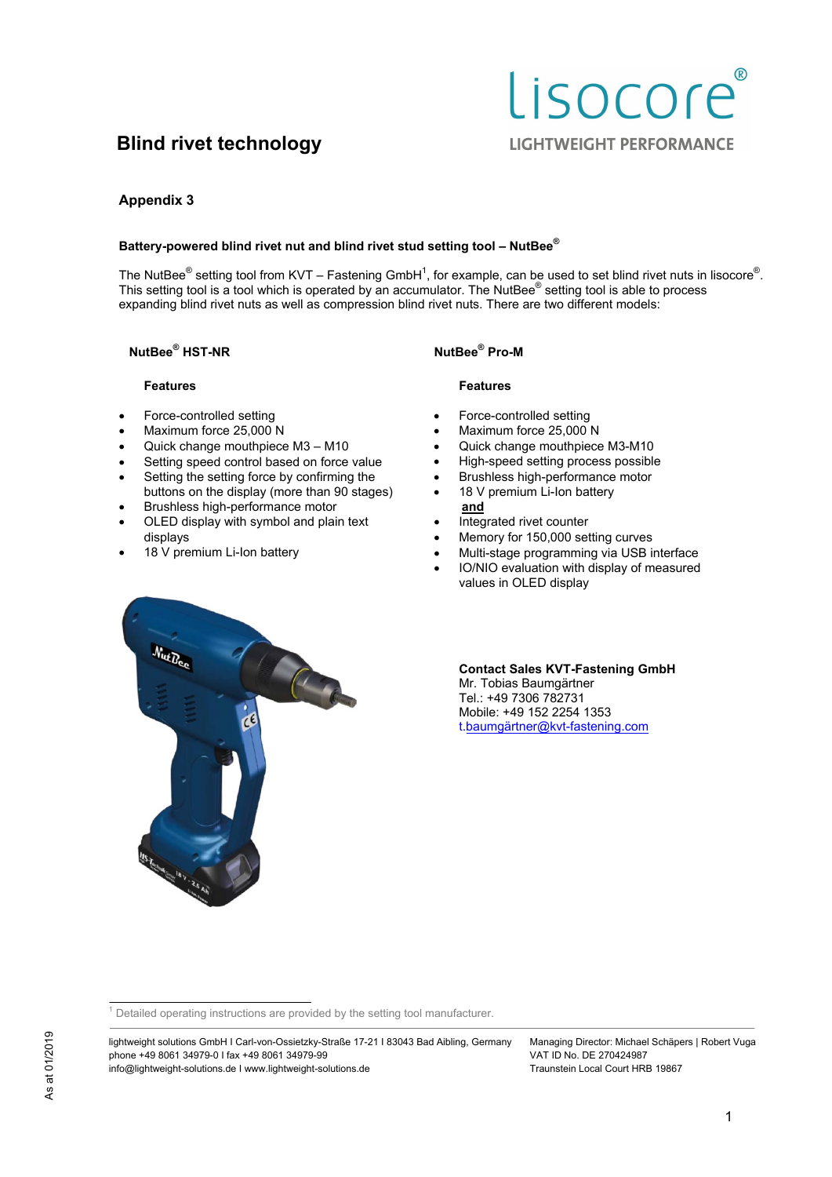# Blind rivet technology

lisocore®
LIGHTWEIGHT PERFORMANCE

## Appendix 3

### Battery-powered blind rivet nut and blind rivet stud setting tool – NutBee®

The NutBee® setting tool from KVT – Fastening GmbH[1], for example, can be used to set blind rivet nuts in lisocore®. This setting tool is a tool which is operated by an accumulator. The NutBee® setting tool is able to process expanding blind rivet nuts as well as compression blind rivet nuts. There are two different models:

#### NutBee® HST-NR

**Features**

- Force-controlled setting
- Maximum force 25,000 N
- Quick change mouthpiece M3 – M10
- Setting speed control based on force value
- Setting the setting force by confirming the buttons on the display (more than 90 stages)
- Brushless high-performance motor
- OLED display with symbol and plain text displays
- 18 V premium Li-Ion battery

#### NutBee® Pro-M

**Features**

- Force-controlled setting
- Maximum force 25,000 N
- Quick change mouthpiece M3-M10
- High-speed setting process possible
- Brushless high-performance motor
- 18 V premium Li-Ion battery

  **and**
- Integrated rivet counter
- Memory for 150,000 setting curves
- Multi-stage programming via USB interface
- IO/NIO evaluation with display of measured values in OLED display

**Contact Sales KVT-Fastening GmbH**
Mr. Tobias Baumgärtner
Tel.: +49 7306 782731
Mobile: +49 152 2254 1353
t.baumgärtner@kvt-fastening.com

[1] Detailed operating instructions are provided by the setting tool manufacturer.

lightweight solutions GmbH I Carl-von-Ossietzky-Straße 17-21 I 83043 Bad Aibling, Germany
phone +49 8061 34979-0 I fax +49 8061 34979-99
info@lightweight-solutions.de I www.lightweight-solutions.de

Managing Director: Michael Schäpers | Robert Vuga
VAT ID No. DE 270424987
Traunstein Local Court HRB 19867

As at 01/2019